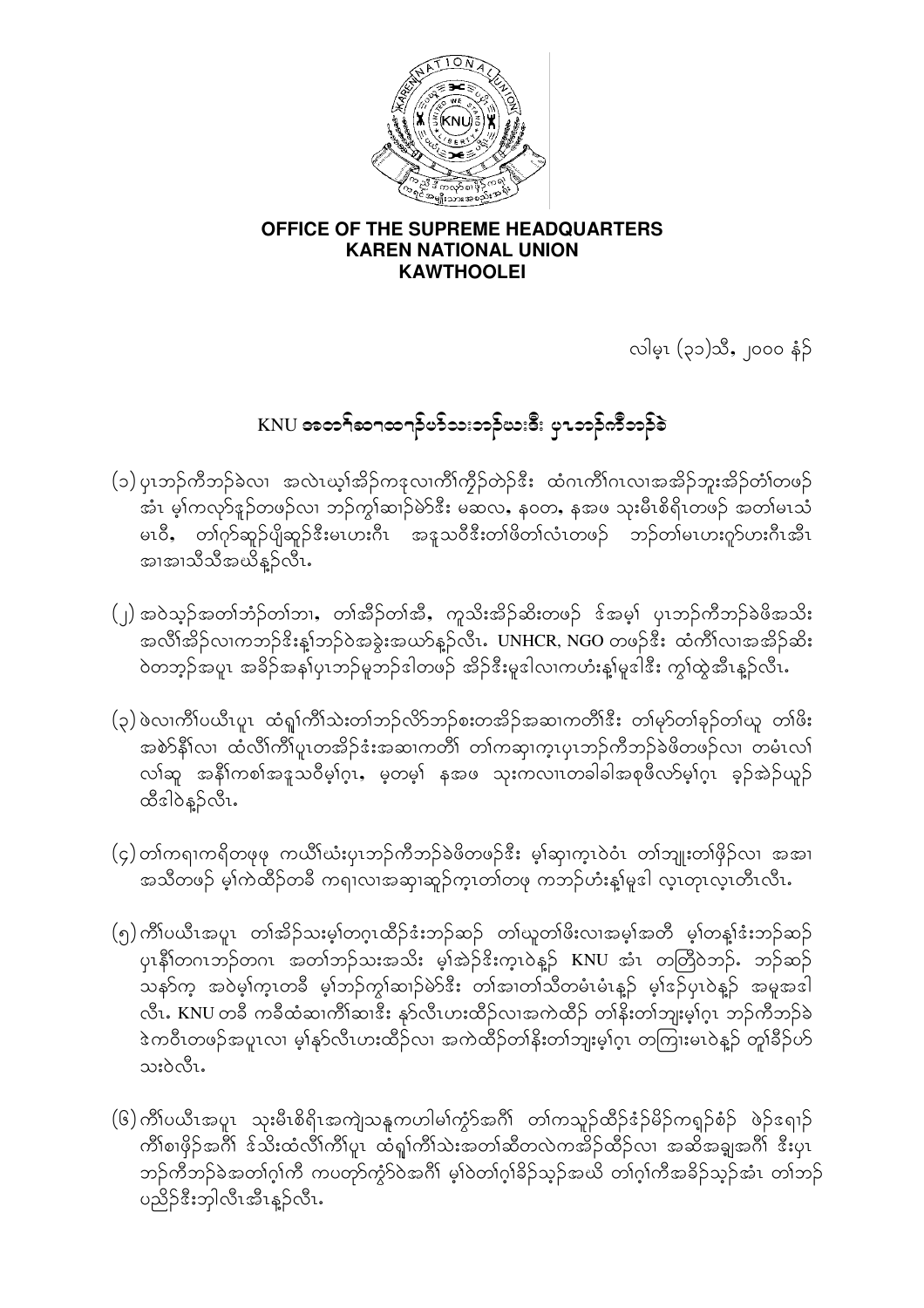**OFFICE OF THE SUPREME HEADQUARTERS**
**KAREN NATIONAL UNION**
**KAWTHOOLEI**

လါမုၤ (၃၁)သီ, ၂၀၀၀ နံၣ်

## KNU အတၢ်ဆၢထၢၣ်ပာ်သးဘၣ်ဃးဒီး ပှၤဘၣ်ကီဘၣ်ခဲ

(၁) ပှၤဘၣ်ကီဘၣ်ခဲလၢ အလဲၤယ့ၢ်အိၣ်ကဒုလၢကီၢ်ကိၣ်တဲၣ်ဒီး ထံဂၤကီၢ်ဂၤလၢအအိၣ်ဘူးအိၣ်တံၢ်တဖၣ် အံၤ မ့ၢ်ကလုာ်ဒူၣ်တဖၣ်လၢ ဘၣ်ကွၢ်ဆၢၣ်မဲာ်ဒီး မဆလ, နဝတ, နအဖ သုးမိၤစိရိၤတဖၣ် အတၢ်မၤသံ မၤဝီ, တၢ်ဂုာ်ဆူၣ်ပျိဆူၣ်ဒီးမၤဟးဂီၤ အဒူသဝီဒီးတၢ်ဖိတၢ်လံၤတဖၣ် ဘၣ်တၢ်မၤဟးဂူာ်ဟးဂီၤအီၤ အါအါသိသိအဃိန့ၣ်လီၤ.

(၂) အဝဲသ့ၣ်အတၢ်ဘံၣ်တၢ်ဘၢ, တၢ်အိၣ်တၢ်အီ, ကူသိးအိၣ်ဆိးတဖၣ် ဒ်အမ့ၢ် ပှၤဘၣ်ကီဘၣ်ခဲဖိအသိး အလီၢ်အိၣ်လၢကဘၣ်ဒိးန့ၢ်ဘၣ်ဝဲအခွဲးအယာ်န့ၣ်လီၤ. UNHCR, NGO တဖၣ်ဒီး ထံကီၢ်လၢအအိၣ်ဆိး ဝဲတဘ့ၣ်အပူၤ အခိၣ်အနၢ်ပှၤဘၣ်မူဘၣ်ဒါတဖၣ် အိၣ်ဒီးမူဒါလၢကဟံးန့ၢ်မူဒါဒီး ကွၢ်ထွဲအီၤန့ၣ်လီၤ.

(၃) ဖဲလၢကီၢ်ပယီၤပူၤ ထံရှၢ်ကီၢ်သဲးတၢ်ဘၣ်လိာ်ဘၣ်စးတအိၣ်အဆၢကတီၢ်ဒီး တၢ်မှာ်တၢ်ခုၣ်တၢ်ယူ တၢ်ဖိး အစဲာ်နီၢ်လၢ ထံလီၢ်ကီၢ်ပူၤတအိၣ်ဒံးအဆၢကတီၢ် တၢ်ကဆှၢက့ၤပှၤဘၣ်ကီဘၣ်ခဲဖိတဖၣ်လၢ တမံၤလၢ် လၢ်ဆူ အနီၢ်ကစၢ်အဒူသဝီမ့ၢ်ဂ့ၤ, မ့တမ့ၢ် နအဖ သုးကလၢၤတခါခါအစုဖီလာ်မ့ၢ်ဂ့ၤ ခ့ၣ်အဲၣ်ယူၣ် ထီဒါဝဲန့ၣ်လီၤ.

(၄) တၢ်ကရၢကရိတဖုဖု ကယိၢ်ယံးပှၤဘၣ်ကီဘၣ်ခဲဖိတဖၣ်ဒီး မ့ၢ်ဆှၢက့ၤဝဲဝံၤ တၢ်ဘျုးတၢ်ဖှိၣ်လၢ အအၢ အသီတဖၣ် မ့ၢ်ကဲထိၣ်တခီ ကရၢလၢအဆှၢဆူၣ်က့ၤတၢ်တဖု ကဘၣ်ဟံးန့ၢ်မူဒါ လ့ၤတုၤလ့ၤတီၤလီၤ.

(၅) ကီၢ်ပယီၤအပူၤ တၢ်အိၣ်သးမ့ၢ်တဂ့ၤထိၣ်ဒံးဘၣ်ဆၣ် တၢ်ယူတၢ်ဖိးလၢအမ့ၢ်အတီ မ့ၢ်တန့ၢ်ဒံးဘၣ်ဆၣ် ပှၤနီၢ်တဂၤဘၣ်တဂၤ အတၢ်ဘၣ်သးအသိး မ့ၢ်အဲၣ်ဒိးက့ၤဝဲန့ၣ် KNU အံၤ တကြိၣ်ဝဲဘၣ်. ဘၣ်ဆၣ် သနၣ်က့ အဝဲမ့ၢ်က့ၤတခီ မ့ၢ်ဘၣ်ကွၢ်ဆၢၣ်မဲာ်ဒီး တၢ်အၢတၢ်သီတမံၤမံၤန့ၣ် မ့ၢ်ဒၣ်ပှၤဝဲန့ၣ် အမူအဒါ လီၤ. KNU တခီ ကခီထံဆၢကီၢ်ဆၢဒီး နၣ်လီၤဟးထိၣ်လၢအကဲထိၣ်တၢ်နိးတၢ်ဘျုးမ့ၢ်ဂ့ၤ ဘၣ်ကီဘၣ်ခဲ ဒဲကဝီၤတဖၣ်အပူၤလၢ မ့ၢ်နၣ်လီၤဟးထိၣ်လၢ အကဲထိၣ်တၢ်နိးတၢ်ဘျုးမ့ၢ်ဂ့ၤ တကြၢးမၤဝဲန့ၣ် တူၢ်ခီၣ်ဟ် သးဝဲလီၤ.

(၆) ကီၢ်ပယီၤအပူၤ သုးမိၤစိရိၤအကျဲသနူကပၢါမၢ်ကွံာ်အဂီၢ် တၢ်ကသူၣ်ထိၣ်ဒံၣ်မိၣ်ကရှၣ်စံၣ် ဖဲၣ်ဒရၢၣ် ကီၢ်စၢဖှိၣ်အဂီၢ် ဒ်သိးထံလီၢ်ကီၢ်ပူၤ ထံရှၢ်ကီၢ်သဲးအတၢ်ဆီတလဲကအိၣ်ထိၣ်လၢ အဆိအချအဂီၢ် ဒီးပှၤ ဘၣ်ကီဘၣ်ခဲအတၢ်ဂ့ၢ်ကီ ကပတုာ်ကွံာ်ဝဲအဂီၢ် မ့ၢ်ဝဲတၢ်ဂ့ၢ်ခိၣ်သ့ၣ်အဃိ တၢ်ဂ့ၢ်ကီအခိၣ်သ့ၣ်အံၤ တၢ်ဘၣ် ပညိၣ်ဒီးဘျါလီၤအီၤန့ၣ်လီၤ.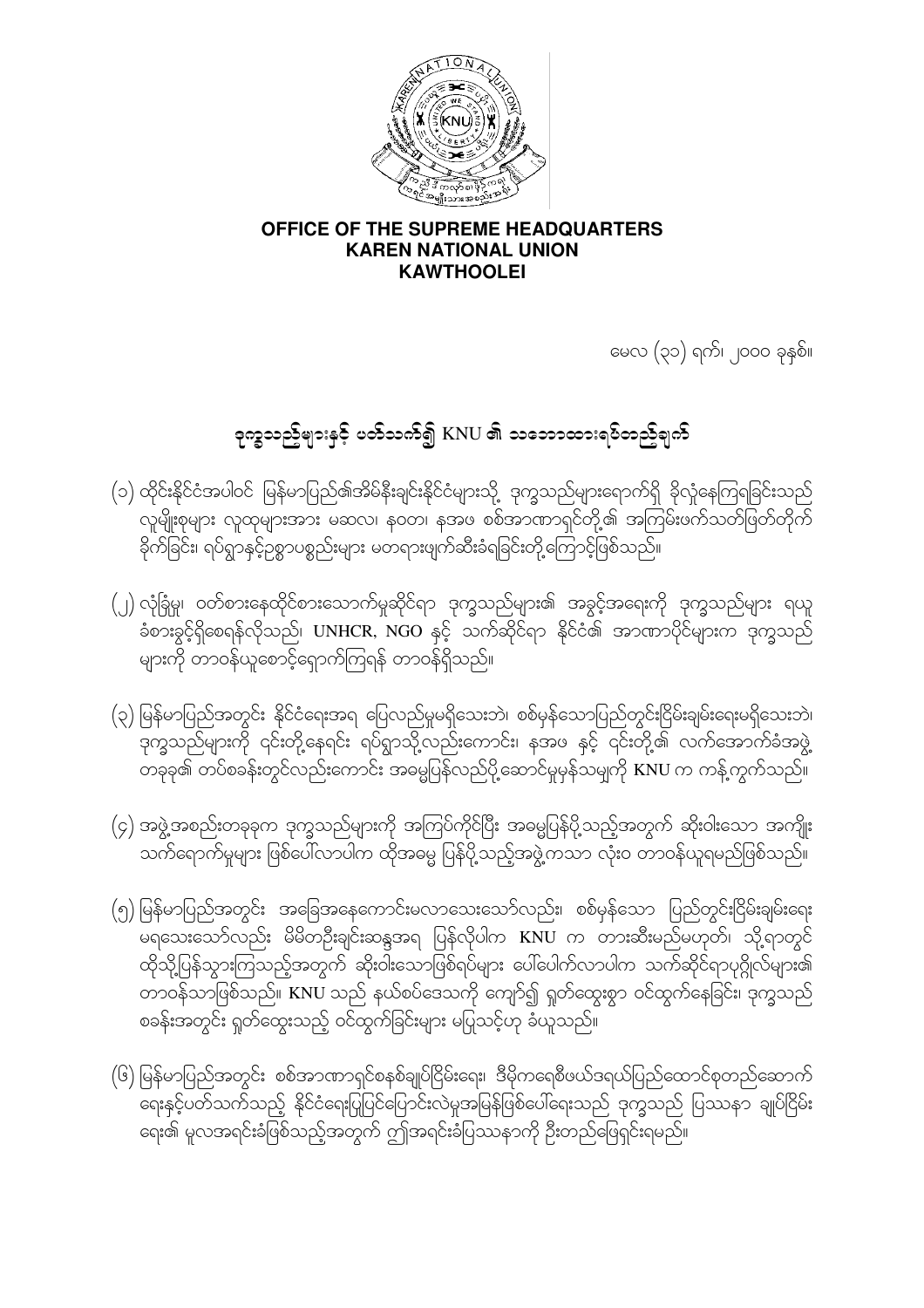**OFFICE OF THE SUPREME HEADQUARTERS**
**KAREN NATIONAL UNION**
**KAWTHOOLEI**

မေလ (၃၁) ရက်၊ ၂၀၀၀ ခုနှစ်။

# ဒုက္ခသည်များနှင့် ပတ်သက်၍ KNU ၏ သဘောထားရပ်တည်ချက်

(၁) ထိုင်းနိုင်ငံအပါဝင် မြန်မာပြည်၏အိမ်နီးချင်းနိုင်ငံများသို့ ဒုက္ခသည်များရောက်ရှိ ခိုလှုံနေကြရခြင်းသည် လူမျိုးစုများ လူထုများအား မဆလ၊ နဝတ၊ နအဖ စစ်အာဏာရှင်တို့၏ အကြမ်းဖက်သတ်ဖြတ်တိုက်ခိုက်ခြင်း၊ ရပ်ရွာနှင့်ဥစ္စာပစ္စည်းများ မတရားဖျက်ဆီးခံရခြင်းတို့ကြောင့်ဖြစ်သည်။

(၂) လုံခြုံမှု၊ ဝတ်စားနေထိုင်စားသောက်မှုဆိုင်ရာ ဒုက္ခသည်များ၏ အခွင့်အရေးကို ဒုက္ခသည်များ ရယူခံစားခွင့်ရှိစေရန်လိုသည်၊ UNHCR, NGO နှင့် သက်ဆိုင်ရာ နိုင်ငံ၏ အာဏာပိုင်များက ဒုက္ခသည်များကို တာဝန်ယူစောင့်ရှောက်ကြရန် တာဝန်ရှိသည်။

(၃) မြန်မာပြည်အတွင်း နိုင်ငံရေးအရ ပြေလည်မှုမရှိသေးဘဲ၊ စစ်မှန်သောပြည်တွင်းငြိမ်းချမ်းရေးမရှိသေးဘဲ၊ ဒုက္ခသည်များကို ၎င်းတို့နေရင်း ရပ်ရွာသို့လည်းကောင်း၊ နအဖ နှင့် ၎င်းတို့၏ လက်အောက်ခံအဖွဲ့ တခုခု၏ တပ်စခန်းတွင်လည်းကောင်း အဓမ္မပြန်လည်ပို့ဆောင်မှုမှန်သမျှကို KNU က ကန့်ကွက်သည်။

(၄) အဖွဲ့အစည်းတခုခုက ဒုက္ခသည်များကို အကြပ်ကိုင်ပြီး အဓမ္မပြန်ပို့သည့်အတွက် ဆိုးဝါးသော အကျိုးသက်ရောက်မှုများ ဖြစ်ပေါ်လာပါက ထိုအဓမ္မ ပြန်ပို့သည့်အဖွဲ့ကသာ လုံးဝ တာဝန်ယူရမည်ဖြစ်သည်။

(၅) မြန်မာပြည်အတွင်း အခြေအနေကောင်းမလာသေးသော်လည်း၊ စစ်မှန်သော ပြည်တွင်းငြိမ်းချမ်းရေး မရသေးသော်လည်း မိမိတဦးချင်းဆန္ဒအရ ပြန်လိုပါက KNU က တားဆီးမည်မဟုတ်၊ သို့ရာတွင် ထိုသို့ပြန်သွားကြသည့်အတွက် ဆိုးဝါးသောဖြစ်ရပ်များ ပေါ်ပေါက်လာပါက သက်ဆိုင်ရာပုဂ္ဂိုလ်များ၏ တာဝန်သာဖြစ်သည်။ KNU သည် နယ်စပ်ဒေသကို ကျော်၍ ရှုတ်ထွေးစွာ ဝင်ထွက်နေခြင်း၊ ဒုက္ခသည်စခန်းအတွင်း ရှုတ်ထွေးသည့် ဝင်ထွက်ခြင်းများ မပြုသင့်ဟု ခံယူသည်။

(၆) မြန်မာပြည်အတွင်း စစ်အာဏာရှင်စနစ်ချုပ်ငြိမ်းရေး၊ ဒီမိုကရေစီဖယ်ဒရယ်ပြည်ထောင်စုတည်ဆောက်ရေးနှင့်ပတ်သက်သည့် နိုင်ငံရေးပြုပြင်ပြောင်းလဲမှုအမြန်ဖြစ်ပေါ်ရေးသည် ဒုက္ခသည် ပြဿနာ ချုပ်ငြိမ်းရေး၏ မူလအရင်းခံဖြစ်သည့်အတွက် ဤအရင်းခံပြဿနာကို ဦးတည်ဖြေရှင်းရမည်။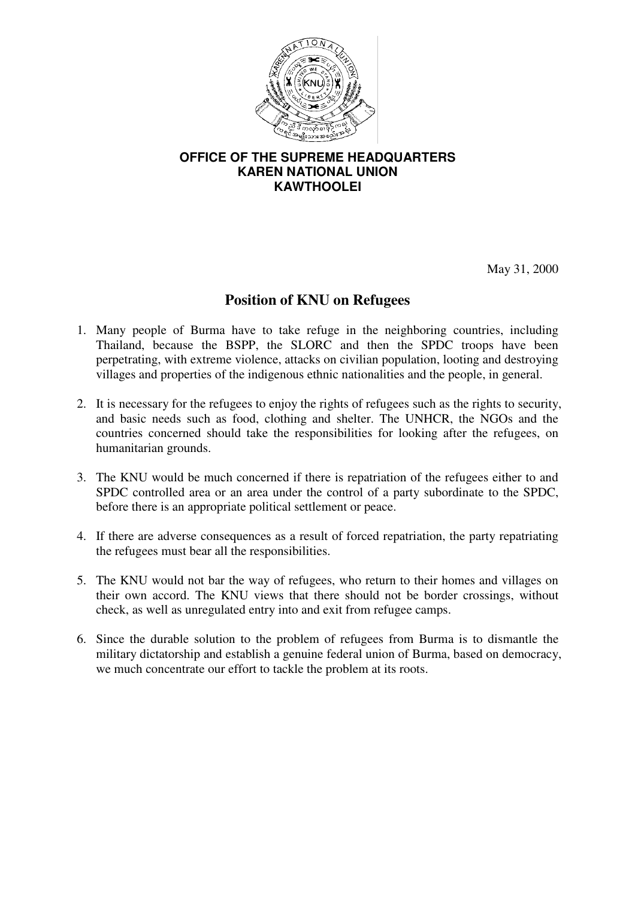**OFFICE OF THE SUPREME HEADQUARTERS**
**KAREN NATIONAL UNION**
**KAWTHOOLEI**

May 31, 2000

# Position of KNU on Refugees

1. Many people of Burma have to take refuge in the neighboring countries, including Thailand, because the BSPP, the SLORC and then the SPDC troops have been perpetrating, with extreme violence, attacks on civilian population, looting and destroying villages and properties of the indigenous ethnic nationalities and the people, in general.

2. It is necessary for the refugees to enjoy the rights of refugees such as the rights to security, and basic needs such as food, clothing and shelter. The UNHCR, the NGOs and the countries concerned should take the responsibilities for looking after the refugees, on humanitarian grounds.

3. The KNU would be much concerned if there is repatriation of the refugees either to and SPDC controlled area or an area under the control of a party subordinate to the SPDC, before there is an appropriate political settlement or peace.

4. If there are adverse consequences as a result of forced repatriation, the party repatriating the refugees must bear all the responsibilities.

5. The KNU would not bar the way of refugees, who return to their homes and villages on their own accord. The KNU views that there should not be border crossings, without check, as well as unregulated entry into and exit from refugee camps.

6. Since the durable solution to the problem of refugees from Burma is to dismantle the military dictatorship and establish a genuine federal union of Burma, based on democracy, we much concentrate our effort to tackle the problem at its roots.